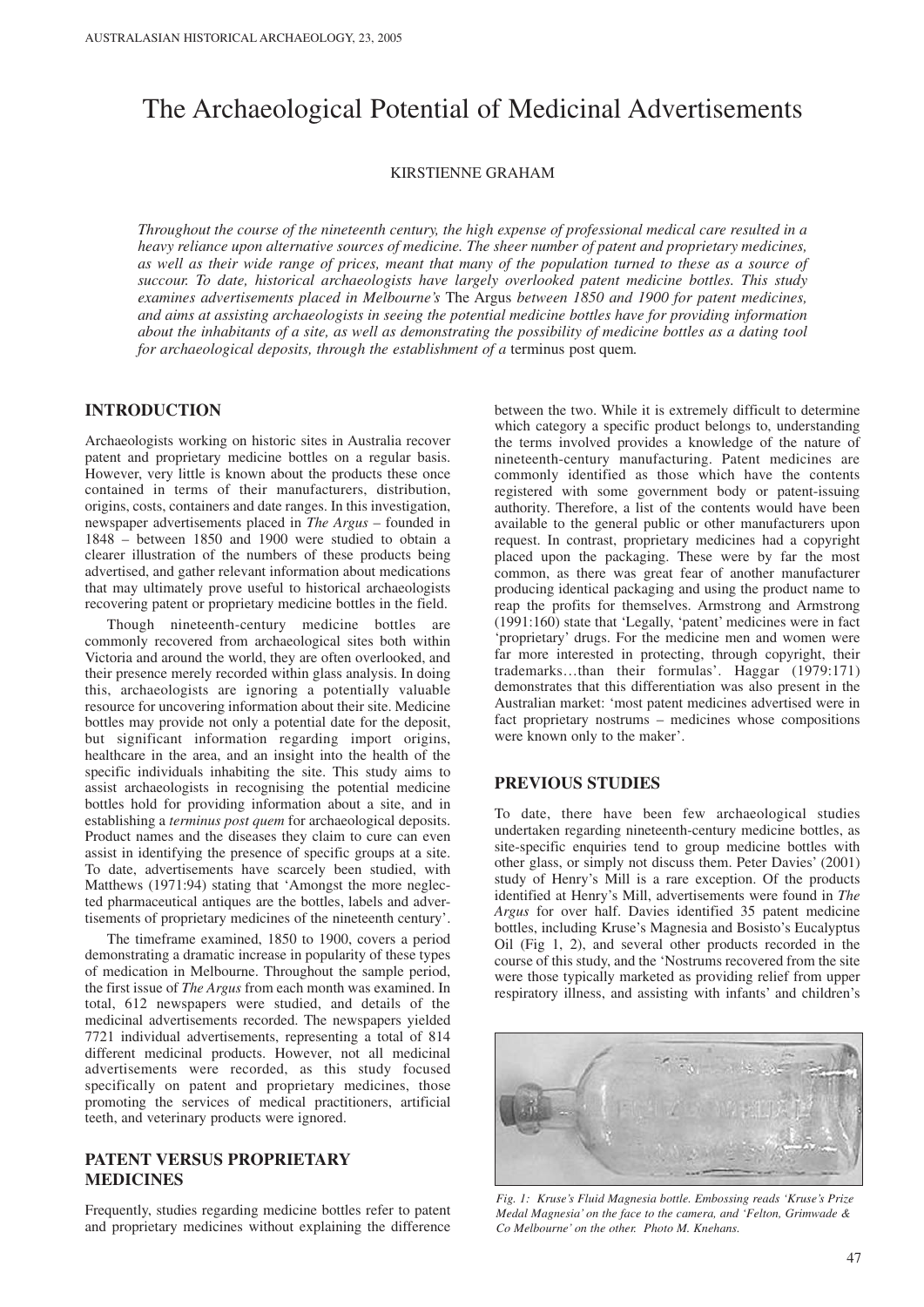# The Archaeological Potential of Medicinal Advertisements

KIRSTIENNE GRAHAM

*Throughout the course of the nineteenth century, the high expense of professional medical care resulted in a heavy reliance upon alternative sources of medicine. The sheer number of patent and proprietary medicines, as well as their wide range of prices, meant that many of the population turned to these as a source of succour. To date, historical archaeologists have largely overlooked patent medicine bottles. This study examines advertisements placed in Melbourne's* The Argus *between 1850 and 1900 for patent medicines, and aims at assisting archaeologists in seeing the potential medicine bottles have for providing information about the inhabitants of a site, as well as demonstrating the possibility of medicine bottles as a dating tool for archaeological deposits, through the establishment of a* terminus post quem*.*

## INTRODUCTION

Archaeologists working on historic sites in Australia recover patent and proprietary medicine bottles on a regular basis. However, very little is known about the products these once contained in terms of their manufacturers, distribution, origins, costs, containers and date ranges. In this investigation, newspaper advertisements placed in *The Argus* – founded in 1848 – between 1850 and 1900 were studied to obtain a clearer illustration of the numbers of these products being advertised, and gather relevant information about medications that may ultimately prove useful to historical archaeologists recovering patent or proprietary medicine bottles in the field.

Though nineteenth-century medicine bottles are commonly recovered from archaeological sites both within Victoria and around the world, they are often overlooked, and their presence merely recorded within glass analysis. In doing this, archaeologists are ignoring a potentially valuable resource for uncovering information about their site. Medicine bottles may provide not only a potential date for the deposit, but significant information regarding import origins, healthcare in the area, and an insight into the health of the specific individuals inhabiting the site. This study aims to assist archaeologists in recognising the potential medicine bottles hold for providing information about a site, and in establishing a *terminus post quem* for archaeological deposits. Product names and the diseases they claim to cure can even assist in identifying the presence of specific groups at a site. To date, advertisements have scarcely been studied, with Matthews (1971:94) stating that 'Amongst the more neglected pharmaceutical antiques are the bottles, labels and advertisements of proprietary medicines of the nineteenth century'.

The timeframe examined, 1850 to 1900, covers a period demonstrating a dramatic increase in popularity of these types of medication in Melbourne. Throughout the sample period, the first issue of *The Argus* from each month was examined. In total, 612 newspapers were studied, and details of the medicinal advertisements recorded. The newspapers yielded 7721 individual advertisements, representing a total of 814 different medicinal products. However, not all medicinal advertisements were recorded, as this study focused specifically on patent and proprietary medicines, those promoting the services of medical practitioners, artificial teeth, and veterinary products were ignored.

## PATENT VERSUS PROPRIETARY MEDICINES

Frequently, studies regarding medicine bottles refer to patent and proprietary medicines without explaining the difference between the two. While it is extremely difficult to determine which category a specific product belongs to, understanding the terms involved provides a knowledge of the nature of nineteenth-century manufacturing. Patent medicines are commonly identified as those which have the contents registered with some government body or patent-issuing authority. Therefore, a list of the contents would have been available to the general public or other manufacturers upon request. In contrast, proprietary medicines had a copyright placed upon the packaging. These were by far the most common, as there was great fear of another manufacturer producing identical packaging and using the product name to reap the profits for themselves. Armstrong and Armstrong (1991:160) state that 'Legally, 'patent' medicines were in fact 'proprietary' drugs. For the medicine men and women were far more interested in protecting, through copyright, their trademarks…than their formulas'. Haggar (1979:171) demonstrates that this differentiation was also present in the Australian market: 'most patent medicines advertised were in fact proprietary nostrums – medicines whose compositions were known only to the maker'.

## PREVIOUS STUDIES

To date, there have been few archaeological studies undertaken regarding nineteenth-century medicine bottles, as site-specific enquiries tend to group medicine bottles with other glass, or simply not discuss them. Peter Davies' (2001) study of Henry's Mill is a rare exception. Of the products identified at Henry's Mill, advertisements were found in *The Argus* for over half. Davies identified 35 patent medicine bottles, including Kruse's Magnesia and Bosisto's Eucalyptus Oil (Fig 1, 2), and several other products recorded in the course of this study, and the 'Nostrums recovered from the site were those typically marketed as providing relief from upper respiratory illness, and assisting with infants' and children's

*Fig. 1: Kruse's Fluid Magnesia bottle. Embossing reads 'Kruse's Prize Medal Magnesia' on the face to the camera, and 'Felton, Grimwade & Co Melbourne' on the other. Photo M. Knehans.*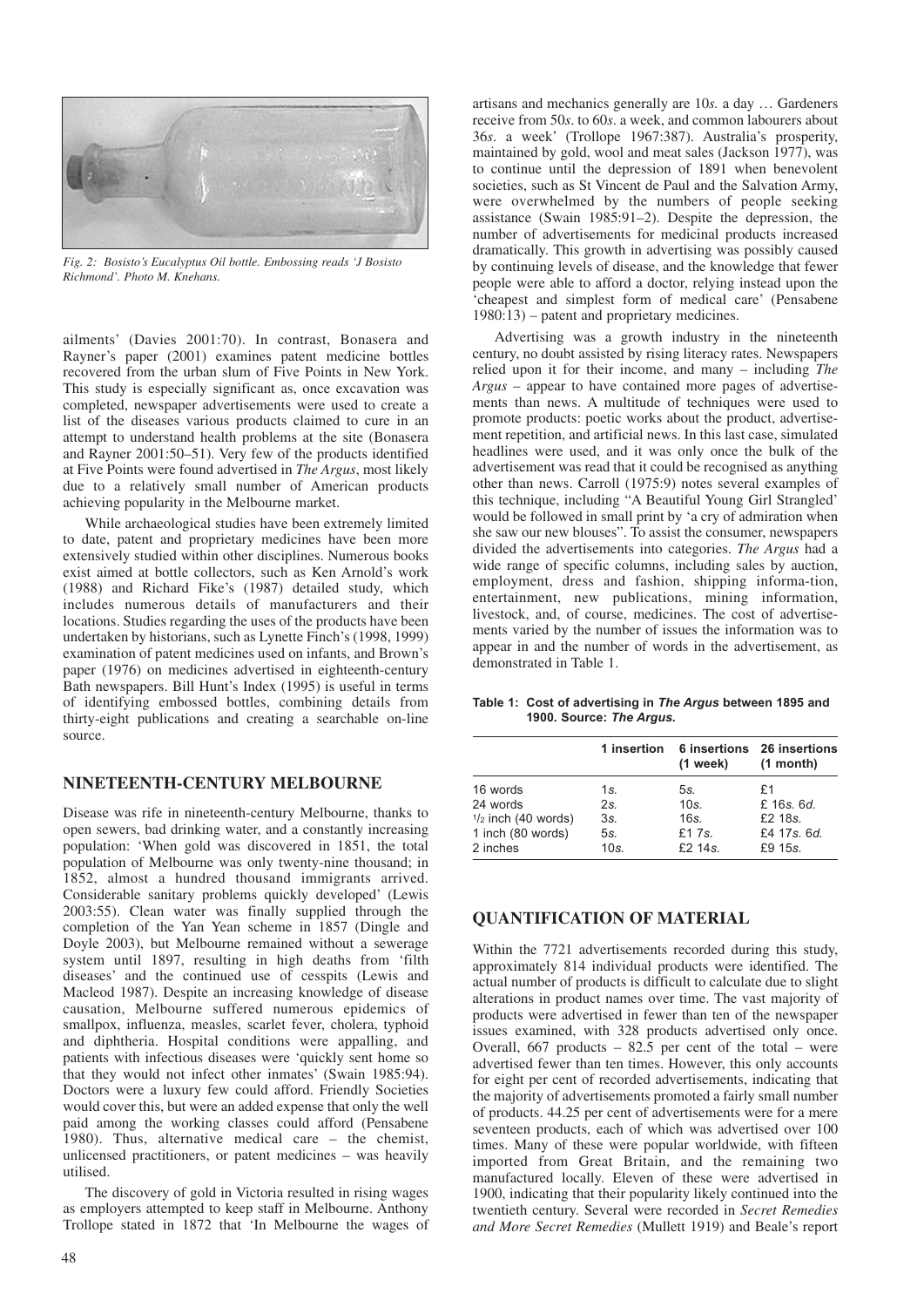*Fig. 2: Bosisto's Eucalyptus Oil bottle. Embossing reads 'J Bosisto Richmond'. Photo M. Knehans.*

ailments' (Davies 2001:70). In contrast, Bonasera and Rayner's paper (2001) examines patent medicine bottles recovered from the urban slum of Five Points in New York. This study is especially significant as, once excavation was completed, newspaper advertisements were used to create a list of the diseases various products claimed to cure in an attempt to understand health problems at the site (Bonasera and Rayner 2001:50–51). Very few of the products identified at Five Points were found advertised in *The Argus*, most likely due to a relatively small number of American products achieving popularity in the Melbourne market.

While archaeological studies have been extremely limited to date, patent and proprietary medicines have been more extensively studied within other disciplines. Numerous books exist aimed at bottle collectors, such as Ken Arnold's work (1988) and Richard Fike's (1987) detailed study, which includes numerous details of manufacturers and their locations. Studies regarding the uses of the products have been undertaken by historians, such as Lynette Finch's (1998, 1999) examination of patent medicines used on infants, and Brown's paper (1976) on medicines advertised in eighteenth-century Bath newspapers. Bill Hunt's Index (1995) is useful in terms of identifying embossed bottles, combining details from thirty-eight publications and creating a searchable on-line source.

## NINETEENTH-CENTURY MELBOURNE

Disease was rife in nineteenth-century Melbourne, thanks to open sewers, bad drinking water, and a constantly increasing population: 'When gold was discovered in 1851, the total population of Melbourne was only twenty-nine thousand; in 1852, almost a hundred thousand immigrants arrived. Considerable sanitary problems quickly developed' (Lewis 2003:55). Clean water was finally supplied through the completion of the Yan Yean scheme in 1857 (Dingle and Doyle 2003), but Melbourne remained without a sewerage system until 1897, resulting in high deaths from 'filth diseases' and the continued use of cesspits (Lewis and Macleod 1987). Despite an increasing knowledge of disease causation, Melbourne suffered numerous epidemics of smallpox, influenza, measles, scarlet fever, cholera, typhoid and diphtheria. Hospital conditions were appalling, and patients with infectious diseases were 'quickly sent home so that they would not infect other inmates' (Swain 1985:94). Doctors were a luxury few could afford. Friendly Societies would cover this, but were an added expense that only the well paid among the working classes could afford (Pensabene 1980). Thus, alternative medical care – the chemist, unlicensed practitioners, or patent medicines – was heavily utilised.

The discovery of gold in Victoria resulted in rising wages as employers attempted to keep staff in Melbourne. Anthony Trollope stated in 1872 that 'In Melbourne the wages of artisans and mechanics generally are 10*s*. a day … Gardeners receive from 50*s*. to 60*s*. a week, and common labourers about 36*s*. a week' (Trollope 1967:387). Australia's prosperity, maintained by gold, wool and meat sales (Jackson 1977), was to continue until the depression of 1891 when benevolent societies, such as St Vincent de Paul and the Salvation Army, were overwhelmed by the numbers of people seeking assistance (Swain 1985:91–2). Despite the depression, the number of advertisements for medicinal products increased dramatically. This growth in advertising was possibly caused by continuing levels of disease, and the knowledge that fewer people were able to afford a doctor, relying instead upon the 'cheapest and simplest form of medical care' (Pensabene 1980:13) – patent and proprietary medicines.

Advertising was a growth industry in the nineteenth century, no doubt assisted by rising literacy rates. Newspapers relied upon it for their income, and many – including *The Argus* – appear to have contained more pages of advertisements than news. A multitude of techniques were used to promote products: poetic works about the product, advertisement repetition, and artificial news. In this last case, simulated headlines were used, and it was only once the bulk of the advertisement was read that it could be recognised as anything other than news. Carroll (1975:9) notes several examples of this technique, including "A Beautiful Young Girl Strangled' would be followed in small print by 'a cry of admiration when she saw our new blouses". To assist the consumer, newspapers divided the advertisements into categories. *The Argus* had a wide range of specific columns, including sales by auction, employment, dress and fashion, shipping informa-tion, entertainment, new publications, mining information, livestock, and, of course, medicines. The cost of advertisements varied by the number of issues the information was to appear in and the number of words in the advertisement, as demonstrated in Table 1.

**Table 1: Cost of advertising in *The Argus* between 1895 and 1900. Source: *The Argus*.**

| | 1 insertion | 6 insertions (1 week) | 26 insertions (1 month) |
|---|---|---|---|
| 16 words | 1*s*. | 5*s*. | £1 |
| 24 words | 2*s*. | 10*s*. | £ 16*s*. 6*d*. |
| 1/2 inch (40 words) | 3*s*. | 16*s*. | £2 18*s*. |
| 1 inch (80 words) | 5*s*. | £1 7*s*. | £4 17*s*. 6*d*. |
| 2 inches | 10*s*. | £2 14*s*. | £9 15*s*. |

## QUANTIFICATION OF MATERIAL

Within the 7721 advertisements recorded during this study, approximately 814 individual products were identified. The actual number of products is difficult to calculate due to slight alterations in product names over time. The vast majority of products were advertised in fewer than ten of the newspaper issues examined, with 328 products advertised only once. Overall, 667 products – 82.5 per cent of the total – were advertised fewer than ten times. However, this only accounts for eight per cent of recorded advertisements, indicating that the majority of advertisements promoted a fairly small number of products. 44.25 per cent of advertisements were for a mere seventeen products, each of which was advertised over 100 times. Many of these were popular worldwide, with fifteen imported from Great Britain, and the remaining two manufactured locally. Eleven of these were advertised in 1900, indicating that their popularity likely continued into the twentieth century. Several were recorded in *Secret Remedies and More Secret Remedies* (Mullett 1919) and Beale's report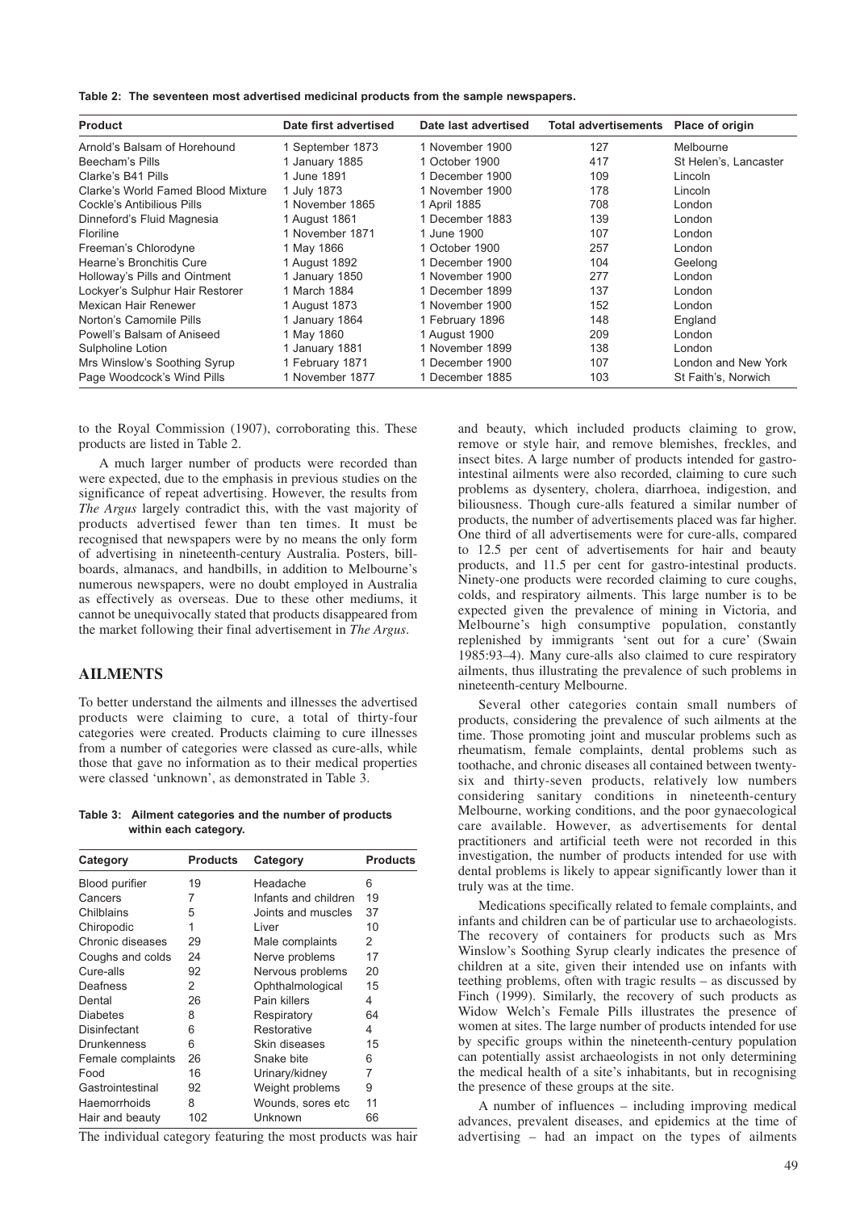**Table 2: The seventeen most advertised medicinal products from the sample newspapers.**

| Product | Date first advertised | Date last advertised | Total advertisements | Place of origin |
|---|---|---|---|---|
| Arnold's Balsam of Horehound | 1 September 1873 | 1 November 1900 | 127 | Melbourne |
| Beecham's Pills | 1 January 1885 | 1 October 1900 | 417 | St Helen's, Lancaster |
| Clarke's B41 Pills | 1 June 1891 | 1 December 1900 | 109 | Lincoln |
| Clarke's World Famed Blood Mixture | 1 July 1873 | 1 November 1900 | 178 | Lincoln |
| Cockle's Antibilious Pills | 1 November 1865 | 1 April 1885 | 708 | London |
| Dinneford's Fluid Magnesia | 1 August 1861 | 1 December 1883 | 139 | London |
| Floriline | 1 November 1871 | 1 June 1900 | 107 | London |
| Freeman's Chlorodyne | 1 May 1866 | 1 October 1900 | 257 | London |
| Hearne's Bronchitis Cure | 1 August 1892 | 1 December 1900 | 104 | Geelong |
| Holloway's Pills and Ointment | 1 January 1850 | 1 November 1900 | 277 | London |
| Lockyer's Sulphur Hair Restorer | 1 March 1884 | 1 December 1899 | 137 | London |
| Mexican Hair Renewer | 1 August 1873 | 1 November 1900 | 152 | London |
| Norton's Camomile Pills | 1 January 1864 | 1 February 1896 | 148 | England |
| Powell's Balsam of Aniseed | 1 May 1860 | 1 August 1900 | 209 | London |
| Sulpholine Lotion | 1 January 1881 | 1 November 1899 | 138 | London |
| Mrs Winslow's Soothing Syrup | 1 February 1871 | 1 December 1900 | 107 | London and New York |
| Page Woodcock's Wind Pills | 1 November 1877 | 1 December 1885 | 103 | St Faith's, Norwich |

to the Royal Commission (1907), corroborating this. These products are listed in Table 2.

A much larger number of products were recorded than were expected, due to the emphasis in previous studies on the significance of repeat advertising. However, the results from *The Argus* largely contradict this, with the vast majority of products advertised fewer than ten times. It must be recognised that newspapers were by no means the only form of advertising in nineteenth-century Australia. Posters, billboards, almanacs, and handbills, in addition to Melbourne's numerous newspapers, were no doubt employed in Australia as effectively as overseas. Due to these other mediums, it cannot be unequivocally stated that products disappeared from the market following their final advertisement in *The Argus*.

## AILMENTS

To better understand the ailments and illnesses the advertised products were claiming to cure, a total of thirty-four categories were created. Products claiming to cure illnesses from a number of categories were classed as cure-alls, while those that gave no information as to their medical properties were classed 'unknown', as demonstrated in Table 3.

**Table 3: Ailment categories and the number of products within each category.**

| Category | Products | Category | Products |
|---|---|---|---|
| Blood purifier | 19 | Headache | 6 |
| Cancers | 7 | Infants and children | 19 |
| Chilblains | 5 | Joints and muscles | 37 |
| Chiropodic | 1 | Liver | 10 |
| Chronic diseases | 29 | Male complaints | 2 |
| Coughs and colds | 24 | Nerve problems | 17 |
| Cure-alls | 92 | Nervous problems | 20 |
| Deafness | 2 | Ophthalmological | 15 |
| Dental | 26 | Pain killers | 4 |
| Diabetes | 8 | Respiratory | 64 |
| Disinfectant | 6 | Restorative | 4 |
| Drunkenness | 6 | Skin diseases | 15 |
| Female complaints | 26 | Snake bite | 6 |
| Food | 16 | Urinary/kidney | 7 |
| Gastrointestinal | 92 | Weight problems | 9 |
| Haemorrhoids | 8 | Wounds, sores etc | 11 |
| Hair and beauty | 102 | Unknown | 66 |

The individual category featuring the most products was hair and beauty, which included products claiming to grow, remove or style hair, and remove blemishes, freckles, and insect bites. A large number of products intended for gastrointestinal ailments were also recorded, claiming to cure such problems as dysentery, cholera, diarrhoea, indigestion, and biliousness. Though cure-alls featured a similar number of products, the number of advertisements placed was far higher. One third of all advertisements were for cure-alls, compared to 12.5 per cent of advertisements for hair and beauty products, and 11.5 per cent for gastro-intestinal products. Ninety-one products were recorded claiming to cure coughs, colds, and respiratory ailments. This large number is to be expected given the prevalence of mining in Victoria, and Melbourne's high consumptive population, constantly replenished by immigrants 'sent out for a cure' (Swain 1985:93–4). Many cure-alls also claimed to cure respiratory ailments, thus illustrating the prevalence of such problems in nineteenth-century Melbourne.

Several other categories contain small numbers of products, considering the prevalence of such ailments at the time. Those promoting joint and muscular problems such as rheumatism, female complaints, dental problems such as toothache, and chronic diseases all contained between twenty-six and thirty-seven products, relatively low numbers considering sanitary conditions in nineteenth-century Melbourne, working conditions, and the poor gynaecological care available. However, as advertisements for dental practitioners and artificial teeth were not recorded in this investigation, the number of products intended for use with dental problems is likely to appear significantly lower than it truly was at the time.

Medications specifically related to female complaints, and infants and children can be of particular use to archaeologists. The recovery of containers for products such as Mrs Winslow's Soothing Syrup clearly indicates the presence of children at a site, given their intended use on infants with teething problems, often with tragic results – as discussed by Finch (1999). Similarly, the recovery of such products as Widow Welch's Female Pills illustrates the presence of women at sites. The large number of products intended for use by specific groups within the nineteenth-century population can potentially assist archaeologists in not only determining the medical health of a site's inhabitants, but in recognising the presence of these groups at the site.

A number of influences – including improving medical advances, prevalent diseases, and epidemics at the time of advertising – had an impact on the types of ailments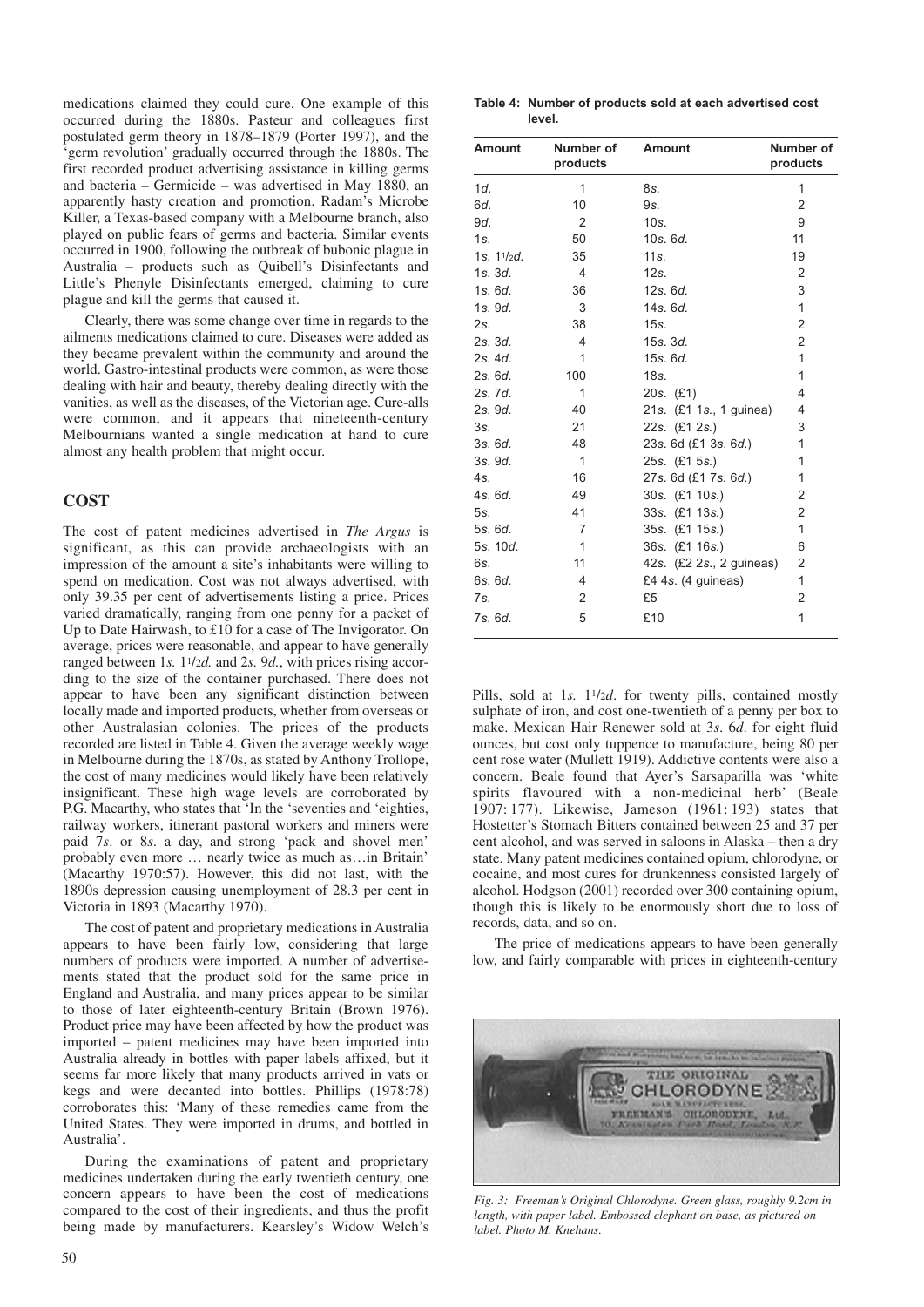medications claimed they could cure. One example of this occurred during the 1880s. Pasteur and colleagues first postulated germ theory in 1878–1879 (Porter 1997), and the 'germ revolution' gradually occurred through the 1880s. The first recorded product advertising assistance in killing germs and bacteria – Germicide – was advertised in May 1880, an apparently hasty creation and promotion. Radam's Microbe Killer, a Texas-based company with a Melbourne branch, also played on public fears of germs and bacteria. Similar events occurred in 1900, following the outbreak of bubonic plague in Australia – products such as Quibell's Disinfectants and Little's Phenyle Disinfectants emerged, claiming to cure plague and kill the germs that caused it.

Clearly, there was some change over time in regards to the ailments medications claimed to cure. Diseases were added as they became prevalent within the community and around the world. Gastro-intestinal products were common, as were those dealing with hair and beauty, thereby dealing directly with the vanities, as well as the diseases, of the Victorian age. Cure-alls were common, and it appears that nineteenth-century Melbournians wanted a single medication at hand to cure almost any health problem that might occur.

## COST

The cost of patent medicines advertised in *The Argus* is significant, as this can provide archaeologists with an impression of the amount a site's inhabitants were willing to spend on medication. Cost was not always advertised, with only 39.35 per cent of advertisements listing a price. Prices varied dramatically, ranging from one penny for a packet of Up to Date Hairwash, to £10 for a case of The Invigorator. On average, prices were reasonable, and appear to have generally ranged between 1*s.* 1½*d.* and 2*s.* 9*d.*, with prices rising according to the size of the container purchased. There does not appear to have been any significant distinction between locally made and imported products, whether from overseas or other Australasian colonies. The prices of the products recorded are listed in Table 4. Given the average weekly wage in Melbourne during the 1870s, as stated by Anthony Trollope, the cost of many medicines would likely have been relatively insignificant. These high wage levels are corroborated by P.G. Macarthy, who states that 'In the 'seventies and 'eighties, railway workers, itinerant pastoral workers and miners were paid 7*s*. or 8*s*. a day, and strong 'pack and shovel men' probably even more … nearly twice as much as…in Britain' (Macarthy 1970:57). However, this did not last, with the 1890s depression causing unemployment of 28.3 per cent in Victoria in 1893 (Macarthy 1970).

The cost of patent and proprietary medications in Australia appears to have been fairly low, considering that large numbers of products were imported. A number of advertisements stated that the product sold for the same price in England and Australia, and many prices appear to be similar to those of later eighteenth-century Britain (Brown 1976). Product price may have been affected by how the product was imported – patent medicines may have been imported into Australia already in bottles with paper labels affixed, but it seems far more likely that many products arrived in vats or kegs and were decanted into bottles. Phillips (1978:78) corroborates this: 'Many of these remedies came from the United States. They were imported in drums, and bottled in Australia'.

During the examinations of patent and proprietary medicines undertaken during the early twentieth century, one concern appears to have been the cost of medications compared to the cost of their ingredients, and thus the profit being made by manufacturers. Kearsley's Widow Welch's Pills, sold at 1*s.* 1½*d*. for twenty pills, contained mostly sulphate of iron, and cost one-twentieth of a penny per box to make. Mexican Hair Renewer sold at 3*s*. 6*d*. for eight fluid ounces, but cost only tuppence to manufacture, being 80 per cent rose water (Mullett 1919). Addictive contents were also a concern. Beale found that Ayer's Sarsaparilla was 'white spirits flavoured with a non-medicinal herb' (Beale 1907: 177). Likewise, Jameson (1961: 193) states that Hostetter's Stomach Bitters contained between 25 and 37 per cent alcohol, and was served in saloons in Alaska – then a dry state. Many patent medicines contained opium, chlorodyne, or cocaine, and most cures for drunkenness consisted largely of alcohol. Hodgson (2001) recorded over 300 containing opium, though this is likely to be enormously short due to loss of records, data, and so on.

The price of medications appears to have been generally low, and fairly comparable with prices in eighteenth-century

**Table 4: Number of products sold at each advertised cost level.**

| Amount | Number of products | Amount | Number of products |
|---|---|---|---|
| 1*d*. | 1 | 8*s*. | 1 |
| 6*d*. | 10 | 9*s*. | 2 |
| 9*d*. | 2 | 10*s*. | 9 |
| 1*s*. | 50 | 10*s*. 6*d*. | 11 |
| 1*s*. 1½*d*. | 35 | 11*s*. | 19 |
| 1*s*. 3*d*. | 4 | 12*s*. | 2 |
| 1*s*. 6*d*. | 36 | 12*s*. 6*d*. | 3 |
| 1*s*. 9*d*. | 3 | 14*s*. 6*d*. | 1 |
| 2*s*. | 38 | 15*s*. | 2 |
| 2*s*. 3*d*. | 4 | 15*s*. 3*d*. | 2 |
| 2*s*. 4*d*. | 1 | 15*s*. 6*d*. | 1 |
| 2*s*. 6*d*. | 100 | 18*s*. | 1 |
| 2*s*. 7*d*. | 1 | 20*s*. (£1) | 4 |
| 2*s*. 9*d*. | 40 | 21*s*. (£1 1*s*., 1 guinea) | 4 |
| 3*s*. | 21 | 22*s*. (£1 2*s*.) | 3 |
| 3*s*. 6*d*. | 48 | 23*s*. 6d (£1 3*s*. 6*d*.) | 1 |
| 3*s*. 9*d*. | 1 | 25*s*. (£1 5*s*.) | 1 |
| 4*s*. | 16 | 27*s*. 6d (£1 7*s*. 6*d*.) | 1 |
| 4*s*. 6*d*. | 49 | 30*s*. (£1 10*s*.) | 2 |
| 5*s*. | 41 | 33*s*. (£1 13*s*.) | 2 |
| 5*s*. 6*d*. | 7 | 35*s*. (£1 15*s*.) | 1 |
| 5*s*. 10*d*. | 1 | 36*s*. (£1 16*s*.) | 6 |
| 6*s*. | 11 | 42*s*. (£2 2*s*., 2 guineas) | 2 |
| 6*s*. 6*d*. | 4 | £4 4*s*. (4 guineas) | 1 |
| 7*s*. | 2 | £5 | 2 |
| 7*s*. 6*d*. | 5 | £10 | 1 |

*Fig. 3: Freeman's Original Chlorodyne. Green glass, roughly 9.2cm in length, with paper label. Embossed elephant on base, as pictured on label. Photo M. Knehans.*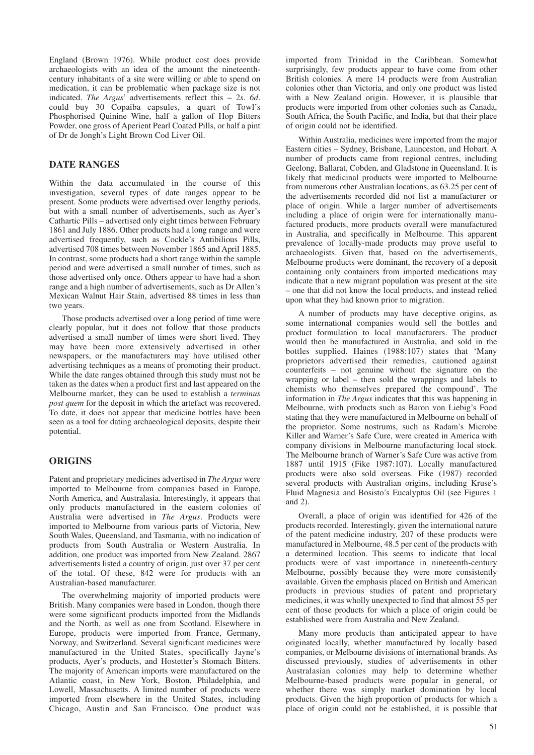England (Brown 1976). While product cost does provide archaeologists with an idea of the amount the nineteenth-century inhabitants of a site were willing or able to spend on medication, it can be problematic when package size is not indicated. *The Argus*' advertisements reflect this – 2*s*. 6*d*. could buy 30 Copaiba capsules, a quart of Towl's Phosphorised Quinine Wine, half a gallon of Hop Bitters Powder, one gross of Aperient Pearl Coated Pills, or half a pint of Dr de Jongh's Light Brown Cod Liver Oil.

## DATE RANGES

Within the data accumulated in the course of this investigation, several types of date ranges appear to be present. Some products were advertised over lengthy periods, but with a small number of advertisements, such as Ayer's Cathartic Pills – advertised only eight times between February 1861 and July 1886. Other products had a long range and were advertised frequently, such as Cockle's Antibilious Pills, advertised 708 times between November 1865 and April 1885. In contrast, some products had a short range within the sample period and were advertised a small number of times, such as those advertised only once. Others appear to have had a short range and a high number of advertisements, such as Dr Allen's Mexican Walnut Hair Stain, advertised 88 times in less than two years.

Those products advertised over a long period of time were clearly popular, but it does not follow that those products advertised a small number of times were short lived. They may have been more extensively advertised in other newspapers, or the manufacturers may have utilised other advertising techniques as a means of promoting their product. While the date ranges obtained through this study must not be taken as the dates when a product first and last appeared on the Melbourne market, they can be used to establish a *terminus post quem* for the deposit in which the artefact was recovered. To date, it does not appear that medicine bottles have been seen as a tool for dating archaeological deposits, despite their potential.

## ORIGINS

Patent and proprietary medicines advertised in *The Argus* were imported to Melbourne from companies based in Europe, North America, and Australasia. Interestingly, it appears that only products manufactured in the eastern colonies of Australia were advertised in *The Argus*. Products were imported to Melbourne from various parts of Victoria, New South Wales, Queensland, and Tasmania, with no indication of products from South Australia or Western Australia. In addition, one product was imported from New Zealand. 2867 advertisements listed a country of origin, just over 37 per cent of the total. Of these, 842 were for products with an Australian-based manufacturer.

The overwhelming majority of imported products were British. Many companies were based in London, though there were some significant products imported from the Midlands and the North, as well as one from Scotland. Elsewhere in Europe, products were imported from France, Germany, Norway, and Switzerland. Several significant medicines were manufactured in the United States, specifically Jayne's products, Ayer's products, and Hostetter's Stomach Bitters. The majority of American imports were manufactured on the Atlantic coast, in New York, Boston, Philadelphia, and Lowell, Massachusetts. A limited number of products were imported from elsewhere in the United States, including Chicago, Austin and San Francisco. One product was imported from Trinidad in the Caribbean. Somewhat surprisingly, few products appear to have come from other British colonies. A mere 14 products were from Australian colonies other than Victoria, and only one product was listed with a New Zealand origin. However, it is plausible that products were imported from other colonies such as Canada, South Africa, the South Pacific, and India, but that their place of origin could not be identified.

Within Australia, medicines were imported from the major Eastern cities – Sydney, Brisbane, Launceston, and Hobart. A number of products came from regional centres, including Geelong, Ballarat, Cobden, and Gladstone in Queensland. It is likely that medicinal products were imported to Melbourne from numerous other Australian locations, as 63.25 per cent of the advertisements recorded did not list a manufacturer or place of origin. While a larger number of advertisements including a place of origin were for internationally manufactured products, more products overall were manufactured in Australia, and specifically in Melbourne. This apparent prevalence of locally-made products may prove useful to archaeologists. Given that, based on the advertisements, Melbourne products were dominant, the recovery of a deposit containing only containers from imported medications may indicate that a new migrant population was present at the site – one that did not know the local products, and instead relied upon what they had known prior to migration.

A number of products may have deceptive origins, as some international companies would sell the bottles and product formulation to local manufacturers. The product would then be manufactured in Australia, and sold in the bottles supplied. Haines (1988:107) states that 'Many proprietors advertised their remedies, cautioned against counterfeits – not genuine without the signature on the wrapping or label – then sold the wrappings and labels to chemists who themselves prepared the compound'. The information in *The Argus* indicates that this was happening in Melbourne, with products such as Baron von Liebig's Food stating that they were manufactured in Melbourne on behalf of the proprietor. Some nostrums, such as Radam's Microbe Killer and Warner's Safe Cure, were created in America with company divisions in Melbourne manufacturing local stock. The Melbourne branch of Warner's Safe Cure was active from 1887 until 1915 (Fike 1987:107). Locally manufactured products were also sold overseas. Fike (1987) recorded several products with Australian origins, including Kruse's Fluid Magnesia and Bosisto's Eucalyptus Oil (see Figures 1 and 2).

Overall, a place of origin was identified for 426 of the products recorded. Interestingly, given the international nature of the patent medicine industry, 207 of these products were manufactured in Melbourne, 48.5 per cent of the products with a determined location. This seems to indicate that local products were of vast importance in nineteenth-century Melbourne, possibly because they were more consistently available. Given the emphasis placed on British and American products in previous studies of patent and proprietary medicines, it was wholly unexpected to find that almost 55 per cent of those products for which a place of origin could be established were from Australia and New Zealand.

Many more products than anticipated appear to have originated locally, whether manufactured by locally based companies, or Melbourne divisions of international brands. As discussed previously, studies of advertisements in other Australasian colonies may help to determine whether Melbourne-based products were popular in general, or whether there was simply market domination by local products. Given the high proportion of products for which a place of origin could not be established, it is possible that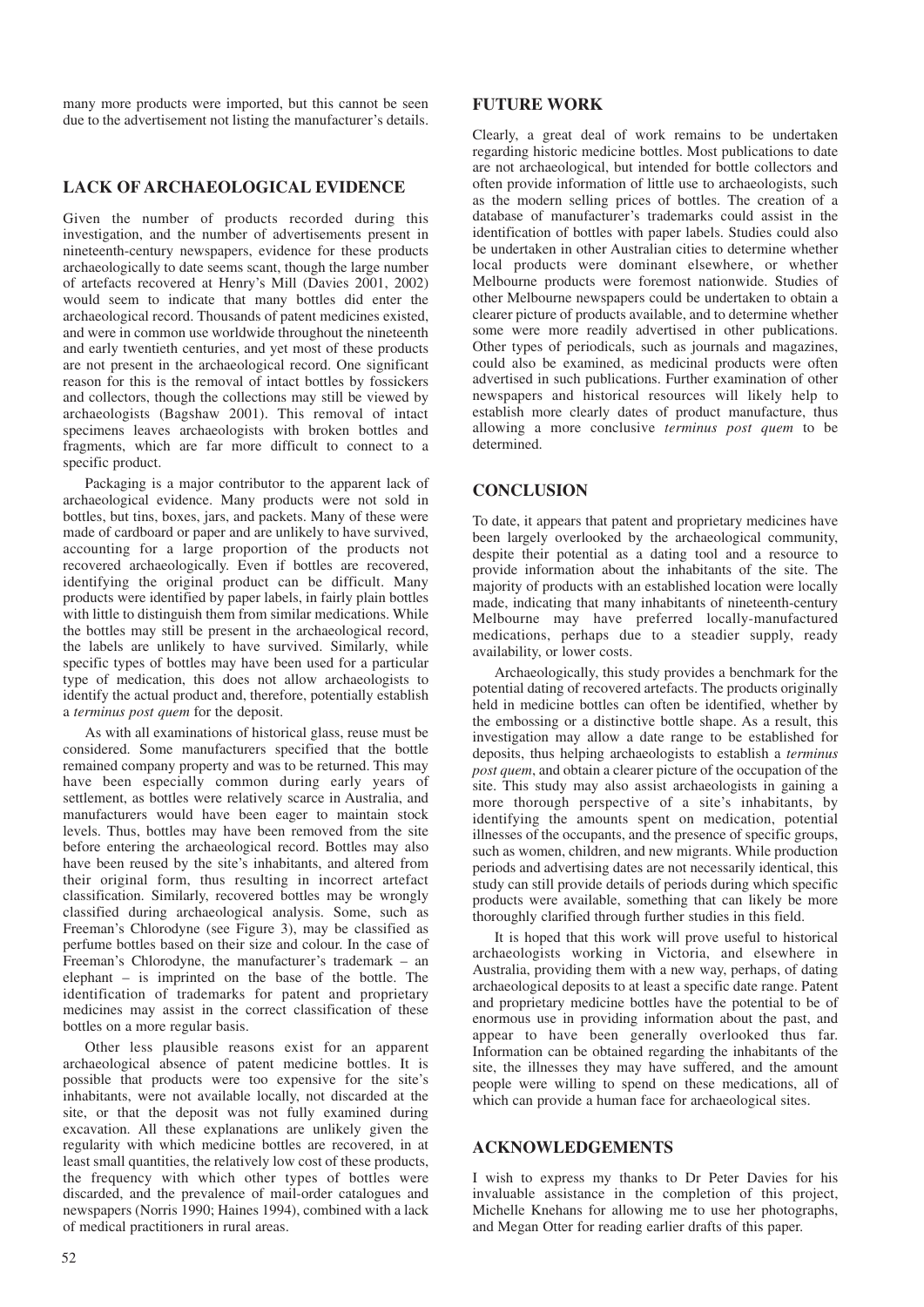many more products were imported, but this cannot be seen due to the advertisement not listing the manufacturer's details.

## LACK OF ARCHAEOLOGICAL EVIDENCE

Given the number of products recorded during this investigation, and the number of advertisements present in nineteenth-century newspapers, evidence for these products archaeologically to date seems scant, though the large number of artefacts recovered at Henry's Mill (Davies 2001, 2002) would seem to indicate that many bottles did enter the archaeological record. Thousands of patent medicines existed, and were in common use worldwide throughout the nineteenth and early twentieth centuries, and yet most of these products are not present in the archaeological record. One significant reason for this is the removal of intact bottles by fossickers and collectors, though the collections may still be viewed by archaeologists (Bagshaw 2001). This removal of intact specimens leaves archaeologists with broken bottles and fragments, which are far more difficult to connect to a specific product.

Packaging is a major contributor to the apparent lack of archaeological evidence. Many products were not sold in bottles, but tins, boxes, jars, and packets. Many of these were made of cardboard or paper and are unlikely to have survived, accounting for a large proportion of the products not recovered archaeologically. Even if bottles are recovered, identifying the original product can be difficult. Many products were identified by paper labels, in fairly plain bottles with little to distinguish them from similar medications. While the bottles may still be present in the archaeological record, the labels are unlikely to have survived. Similarly, while specific types of bottles may have been used for a particular type of medication, this does not allow archaeologists to identify the actual product and, therefore, potentially establish a *terminus post quem* for the deposit.

As with all examinations of historical glass, reuse must be considered. Some manufacturers specified that the bottle remained company property and was to be returned. This may have been especially common during early years of settlement, as bottles were relatively scarce in Australia, and manufacturers would have been eager to maintain stock levels. Thus, bottles may have been removed from the site before entering the archaeological record. Bottles may also have been reused by the site's inhabitants, and altered from their original form, thus resulting in incorrect artefact classification. Similarly, recovered bottles may be wrongly classified during archaeological analysis. Some, such as Freeman's Chlorodyne (see Figure 3), may be classified as perfume bottles based on their size and colour. In the case of Freeman's Chlorodyne, the manufacturer's trademark – an elephant – is imprinted on the base of the bottle. The identification of trademarks for patent and proprietary medicines may assist in the correct classification of these bottles on a more regular basis.

Other less plausible reasons exist for an apparent archaeological absence of patent medicine bottles. It is possible that products were too expensive for the site's inhabitants, were not available locally, not discarded at the site, or that the deposit was not fully examined during excavation. All these explanations are unlikely given the regularity with which medicine bottles are recovered, in at least small quantities, the relatively low cost of these products, the frequency with which other types of bottles were discarded, and the prevalence of mail-order catalogues and newspapers (Norris 1990; Haines 1994), combined with a lack of medical practitioners in rural areas.

## FUTURE WORK

Clearly, a great deal of work remains to be undertaken regarding historic medicine bottles. Most publications to date are not archaeological, but intended for bottle collectors and often provide information of little use to archaeologists, such as the modern selling prices of bottles. The creation of a database of manufacturer's trademarks could assist in the identification of bottles with paper labels. Studies could also be undertaken in other Australian cities to determine whether local products were dominant elsewhere, or whether Melbourne products were foremost nationwide. Studies of other Melbourne newspapers could be undertaken to obtain a clearer picture of products available, and to determine whether some were more readily advertised in other publications. Other types of periodicals, such as journals and magazines, could also be examined, as medicinal products were often advertised in such publications. Further examination of other newspapers and historical resources will likely help to establish more clearly dates of product manufacture, thus allowing a more conclusive *terminus post quem* to be determined.

## CONCLUSION

To date, it appears that patent and proprietary medicines have been largely overlooked by the archaeological community, despite their potential as a dating tool and a resource to provide information about the inhabitants of the site. The majority of products with an established location were locally made, indicating that many inhabitants of nineteenth-century Melbourne may have preferred locally-manufactured medications, perhaps due to a steadier supply, ready availability, or lower costs.

Archaeologically, this study provides a benchmark for the potential dating of recovered artefacts. The products originally held in medicine bottles can often be identified, whether by the embossing or a distinctive bottle shape. As a result, this investigation may allow a date range to be established for deposits, thus helping archaeologists to establish a *terminus post quem*, and obtain a clearer picture of the occupation of the site. This study may also assist archaeologists in gaining a more thorough perspective of a site's inhabitants, by identifying the amounts spent on medication, potential illnesses of the occupants, and the presence of specific groups, such as women, children, and new migrants. While production periods and advertising dates are not necessarily identical, this study can still provide details of periods during which specific products were available, something that can likely be more thoroughly clarified through further studies in this field.

It is hoped that this work will prove useful to historical archaeologists working in Victoria, and elsewhere in Australia, providing them with a new way, perhaps, of dating archaeological deposits to at least a specific date range. Patent and proprietary medicine bottles have the potential to be of enormous use in providing information about the past, and appear to have been generally overlooked thus far. Information can be obtained regarding the inhabitants of the site, the illnesses they may have suffered, and the amount people were willing to spend on these medications, all of which can provide a human face for archaeological sites.

## ACKNOWLEDGEMENTS

I wish to express my thanks to Dr Peter Davies for his invaluable assistance in the completion of this project, Michelle Knehans for allowing me to use her photographs, and Megan Otter for reading earlier drafts of this paper.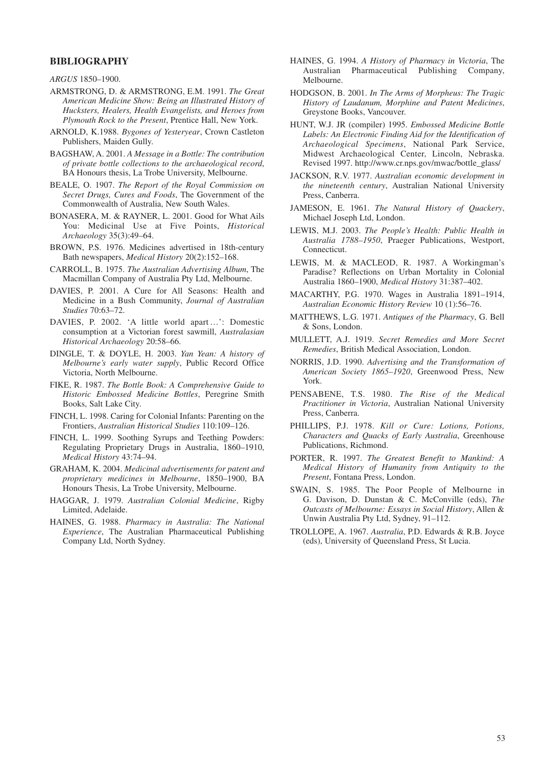## BIBLIOGRAPHY

*ARGUS* 1850–1900.

ARMSTRONG, D. & ARMSTRONG, E.M. 1991. *The Great American Medicine Show: Being an Illustrated History of Hucksters, Healers, Health Evangelists, and Heroes from Plymouth Rock to the Present*, Prentice Hall, New York.

ARNOLD, K.1988. *Bygones of Yesteryear*, Crown Castleton Publishers, Maiden Gully.

BAGSHAW, A. 2001. *A Message in a Bottle: The contribution of private bottle collections to the archaeological record*, BA Honours thesis, La Trobe University, Melbourne.

BEALE, O. 1907. *The Report of the Royal Commission on Secret Drugs, Cures and Foods*, The Government of the Commonwealth of Australia, New South Wales.

BONASERA, M. & RAYNER, L. 2001. Good for What Ails You: Medicinal Use at Five Points, *Historical Archaeology* 35(3):49–64.

BROWN, P.S. 1976. Medicines advertised in 18th-century Bath newspapers, *Medical History* 20(2):152–168.

CARROLL, B. 1975. *The Australian Advertising Album*, The Macmillan Company of Australia Pty Ltd, Melbourne.

DAVIES, P. 2001. A Cure for All Seasons: Health and Medicine in a Bush Community, *Journal of Australian Studies* 70:63–72.

DAVIES, P. 2002. 'A little world apart…': Domestic consumption at a Victorian forest sawmill, *Australasian Historical Archaeology* 20:58–66.

DINGLE, T. & DOYLE, H. 2003. *Yan Yean: A history of Melbourne's early water supply*, Public Record Office Victoria, North Melbourne.

FIKE, R. 1987. *The Bottle Book: A Comprehensive Guide to Historic Embossed Medicine Bottles*, Peregrine Smith Books, Salt Lake City.

FINCH, L. 1998. Caring for Colonial Infants: Parenting on the Frontiers, *Australian Historical Studies* 110:109–126.

FINCH, L. 1999. Soothing Syrups and Teething Powders: Regulating Proprietary Drugs in Australia, 1860–1910, *Medical History* 43:74–94.

GRAHAM, K. 2004. *Medicinal advertisements for patent and proprietary medicines in Melbourne*, 1850–1900, BA Honours Thesis, La Trobe University, Melbourne.

HAGGAR, J. 1979. *Australian Colonial Medicine*, Rigby Limited, Adelaide.

HAINES, G. 1988. *Pharmacy in Australia: The National Experience*, The Australian Pharmaceutical Publishing Company Ltd, North Sydney.

HAINES, G. 1994. *A History of Pharmacy in Victoria*, The Australian Pharmaceutical Publishing Company, Melbourne.

HODGSON, B. 2001. *In The Arms of Morpheus: The Tragic History of Laudanum, Morphine and Patent Medicines*, Greystone Books, Vancouver.

HUNT, W.J. JR (compiler) 1995. *Embossed Medicine Bottle Labels: An Electronic Finding Aid for the Identification of Archaeological Specimens*, National Park Service, Midwest Archaeological Center, Lincoln, Nebraska. Revised 1997. http://www.cr.nps.gov/mwac/bottle_glass/

JACKSON, R.V. 1977. *Australian economic development in the nineteenth century*, Australian National University Press, Canberra.

JAMESON, E. 1961. *The Natural History of Quackery*, Michael Joseph Ltd, London.

LEWIS, M.J. 2003. *The People's Health: Public Health in Australia 1788–1950*, Praeger Publications, Westport, Connecticut.

LEWIS, M. & MACLEOD, R. 1987. A Workingman's Paradise? Reflections on Urban Mortality in Colonial Australia 1860–1900, *Medical History* 31:387–402.

MACARTHY, P.G. 1970. Wages in Australia 1891–1914, *Australian Economic History Review* 10 (1):56–76.

MATTHEWS, L.G. 1971. *Antiques of the Pharmacy*, G. Bell & Sons, London.

MULLETT, A.J. 1919. *Secret Remedies and More Secret Remedies*, British Medical Association, London.

NORRIS, J.D. 1990. *Advertising and the Transformation of American Society 1865–1920*, Greenwood Press, New York.

PENSABENE, T.S. 1980. *The Rise of the Medical Practitioner in Victoria*, Australian National University Press, Canberra.

PHILLIPS, P.J. 1978. *Kill or Cure: Lotions, Potions, Characters and Quacks of Early Australia*, Greenhouse Publications, Richmond.

PORTER, R. 1997. *The Greatest Benefit to Mankind: A Medical History of Humanity from Antiquity to the Present*, Fontana Press, London.

SWAIN, S. 1985. The Poor People of Melbourne in G. Davison, D. Dunstan & C. McConville (eds), *The Outcasts of Melbourne: Essays in Social History*, Allen & Unwin Australia Pty Ltd, Sydney, 91–112.

TROLLOPE, A. 1967. *Australia*, P.D. Edwards & R.B. Joyce (eds), University of Queensland Press, St Lucia.